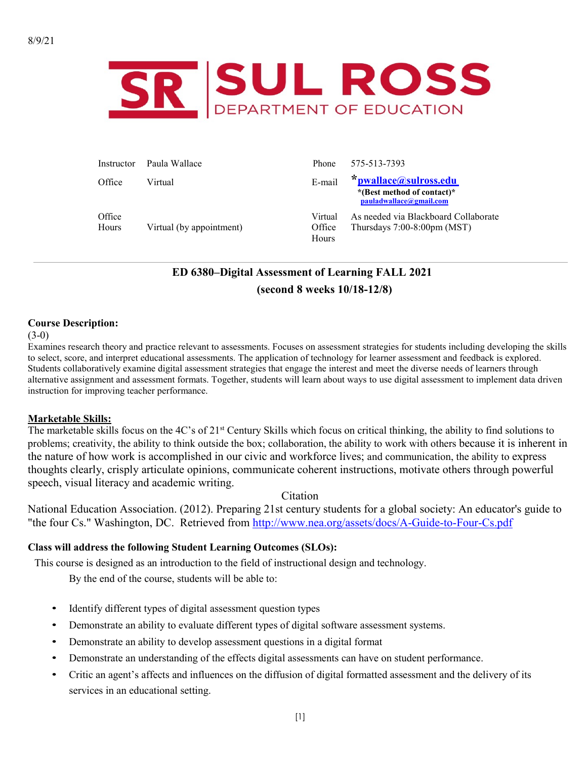8/9/21

# SR | SUL ROSS DEPARTMENT OF EDUCATION

| Instructor | Paula Wallace | Phone | 575-513-7393 |
|---|---|---|---|
| Office | Virtual | E-mail | *pwallace@sulross.edu *(Best method of contact)* pauladwallace@gmail.com |
| Office Hours | Virtual (by appointment) | Virtual Office Hours | As needed via Blackboard Collaborate Thursdays 7:00-8:00pm (MST) |

## ED 6380–Digital Assessment of Learning FALL 2021

### (second 8 weeks 10/18-12/8)

**Course Description:**

(3-0)

Examines research theory and practice relevant to assessments. Focuses on assessment strategies for students including developing the skills to select, score, and interpret educational assessments. The application of technology for learner assessment and feedback is explored. Students collaboratively examine digital assessment strategies that engage the interest and meet the diverse needs of learners through alternative assignment and assessment formats. Together, students will learn about ways to use digital assessment to implement data driven instruction for improving teacher performance.

**Marketable Skills:**

The marketable skills focus on the 4C's of 21st Century Skills which focus on critical thinking, the ability to find solutions to problems; creativity, the ability to think outside the box; collaboration, the ability to work with others because it is inherent in the nature of how work is accomplished in our civic and workforce lives; and communication, the ability to express thoughts clearly, crisply articulate opinions, communicate coherent instructions, motivate others through powerful speech, visual literacy and academic writing.

Citation

National Education Association. (2012). Preparing 21st century students for a global society: An educator's guide to "the four Cs." Washington, DC. Retrieved from http://www.nea.org/assets/docs/A-Guide-to-Four-Cs.pdf

**Class will address the following Student Learning Outcomes (SLOs):**

This course is designed as an introduction to the field of instructional design and technology.

By the end of the course, students will be able to:

- Identify different types of digital assessment question types
- Demonstrate an ability to evaluate different types of digital software assessment systems.
- Demonstrate an ability to develop assessment questions in a digital format
- Demonstrate an understanding of the effects digital assessments can have on student performance.
- Critic an agent's affects and influences on the diffusion of digital formatted assessment and the delivery of its services in an educational setting.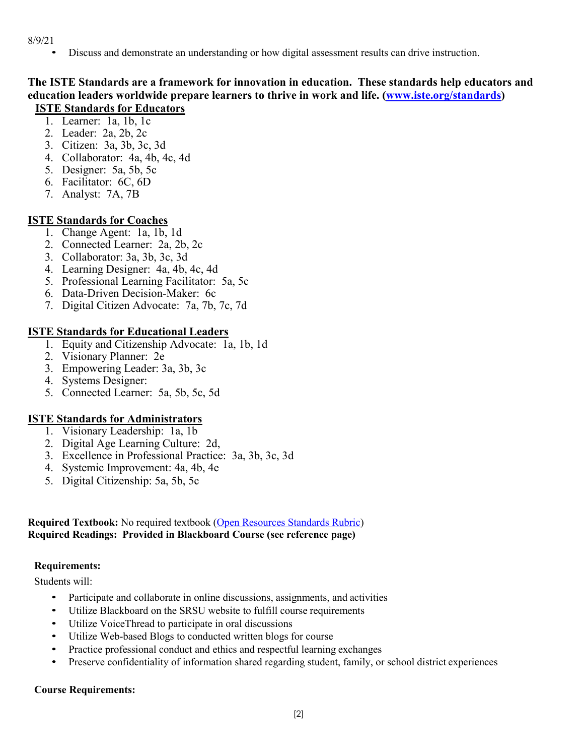8/9/21

- Discuss and demonstrate an understanding or how digital assessment results can drive instruction.

**The ISTE Standards are a framework for innovation in education. These standards help educators and education leaders worldwide prepare learners to thrive in work and life. ([www.iste.org/standards](www.iste.org/standards))**

**ISTE Standards for Educators**

1. Learner: 1a, 1b, 1c
2. Leader: 2a, 2b, 2c
3. Citizen: 3a, 3b, 3c, 3d
4. Collaborator: 4a, 4b, 4c, 4d
5. Designer: 5a, 5b, 5c
6. Facilitator: 6C, 6D
7. Analyst: 7A, 7B

**ISTE Standards for Coaches**

1. Change Agent: 1a, 1b, 1d
2. Connected Learner: 2a, 2b, 2c
3. Collaborator: 3a, 3b, 3c, 3d
4. Learning Designer: 4a, 4b, 4c, 4d
5. Professional Learning Facilitator: 5a, 5c
6. Data-Driven Decision-Maker: 6c
7. Digital Citizen Advocate: 7a, 7b, 7c, 7d

**ISTE Standards for Educational Leaders**

1. Equity and Citizenship Advocate: 1a, 1b, 1d
2. Visionary Planner: 2e
3. Empowering Leader: 3a, 3b, 3c
4. Systems Designer:
5. Connected Learner: 5a, 5b, 5c, 5d

**ISTE Standards for Administrators**

1. Visionary Leadership: 1a, 1b
2. Digital Age Learning Culture: 2d,
3. Excellence in Professional Practice: 3a, 3b, 3c, 3d
4. Systemic Improvement: 4a, 4b, 4e
5. Digital Citizenship: 5a, 5b, 5c

**Required Textbook:** No required textbook (Open Resources Standards Rubric)
**Required Readings: Provided in Blackboard Course (see reference page)**

**Requirements:**

Students will:

- Participate and collaborate in online discussions, assignments, and activities
- Utilize Blackboard on the SRSU website to fulfill course requirements
- Utilize VoiceThread to participate in oral discussions
- Utilize Web-based Blogs to conducted written blogs for course
- Practice professional conduct and ethics and respectful learning exchanges
- Preserve confidentiality of information shared regarding student, family, or school district experiences

**Course Requirements:**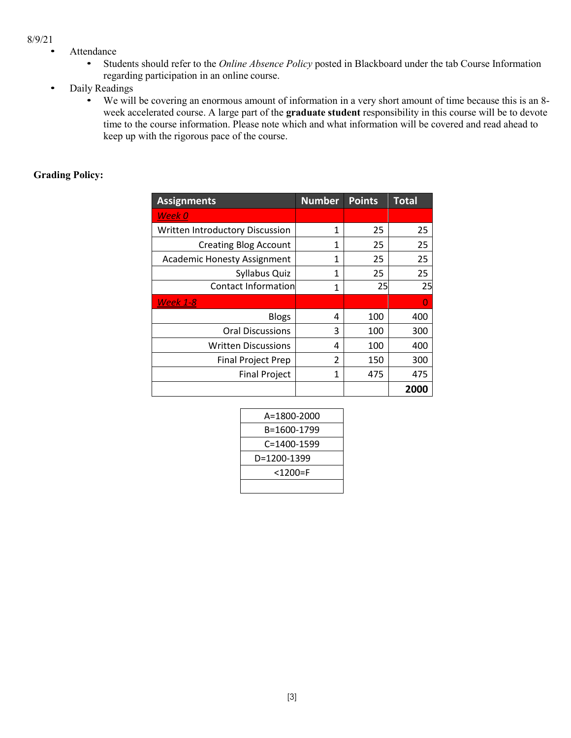8/9/21

- Attendance
  - Students should refer to the *Online Absence Policy* posted in Blackboard under the tab Course Information regarding participation in an online course.
- Daily Readings
  - We will be covering an enormous amount of information in a very short amount of time because this is an 8-week accelerated course. A large part of the **graduate student** responsibility in this course will be to devote time to the course information. Please note which and what information will be covered and read ahead to keep up with the rigorous pace of the course.

**Grading Policy:**

| Assignments | Number | Points | Total |
|---|---|---|---|
| *Week 0* | | | |
| Written Introductory Discussion | 1 | 25 | 25 |
| Creating Blog Account | 1 | 25 | 25 |
| Academic Honesty Assignment | 1 | 25 | 25 |
| Syllabus Quiz | 1 | 25 | 25 |
| Contact Information | 1 | 25 | 25 |
| *Week 1-8* | | | 0 |
| Blogs | 4 | 100 | 400 |
| Oral Discussions | 3 | 100 | 300 |
| Written Discussions | 4 | 100 | 400 |
| Final Project Prep | 2 | 150 | 300 |
| Final Project | 1 | 475 | 475 |
| | | | **2000** |

| Grade |
|---|
| A=1800-2000 |
| B=1600-1799 |
| C=1400-1599 |
| D=1200-1399 |
| <1200=F |
| |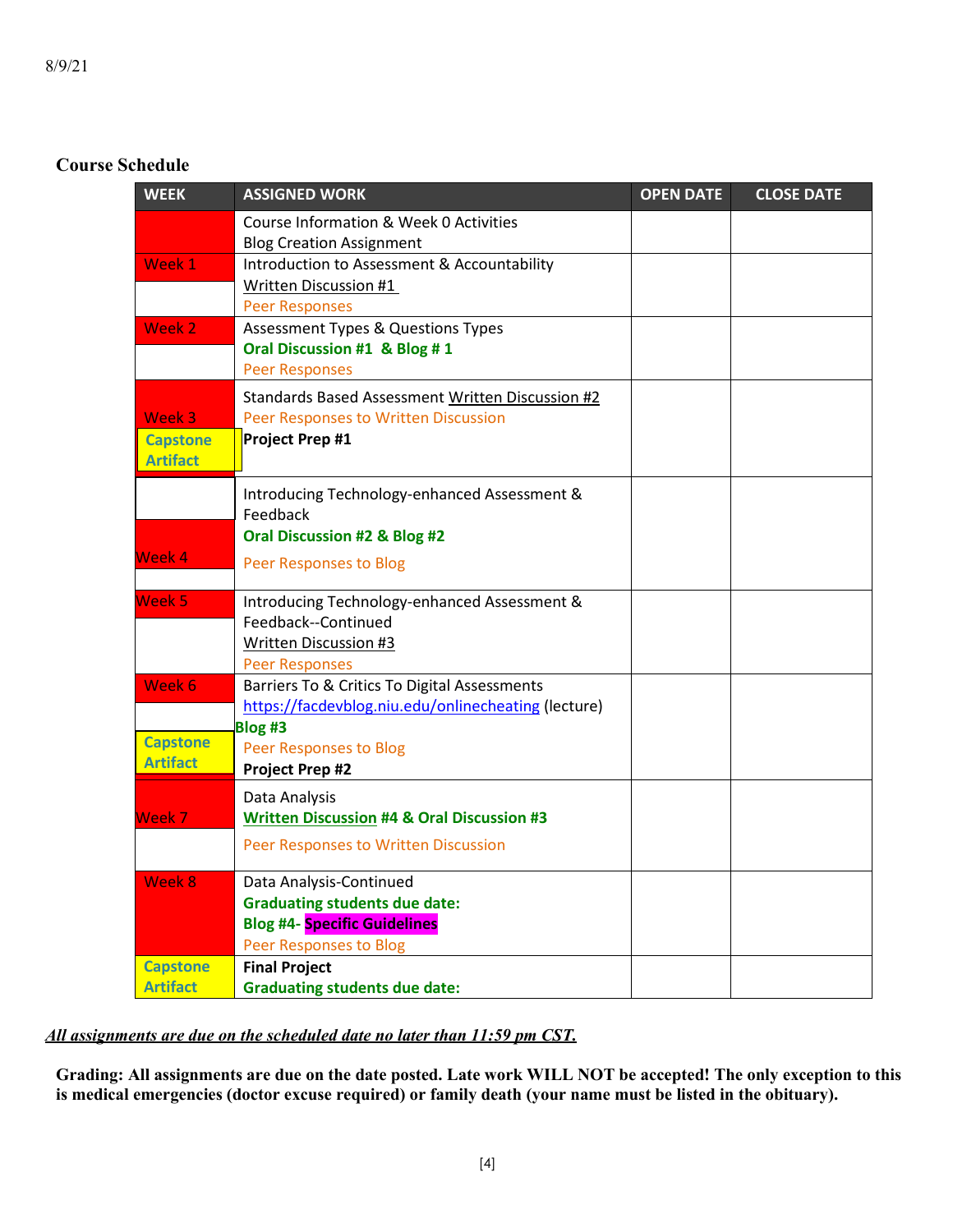8/9/21

## Course Schedule

| WEEK | ASSIGNED WORK | OPEN DATE | CLOSE DATE |
|---|---|---|---|
| | Course Information & Week 0 Activities<br>Blog Creation Assignment | | |
| Week 1 | Introduction to Assessment & Accountability<br>Written Discussion #1<br>Peer Responses | | |
| Week 2 | Assessment Types & Questions Types<br>**Oral Discussion #1 & Blog # 1**<br>Peer Responses | | |
| Week 3<br>Capstone Artifact | Standards Based Assessment Written Discussion #2<br>Peer Responses to Written Discussion<br>**Project Prep #1** | | |
| Week 4 | Introducing Technology-enhanced Assessment & Feedback<br>**Oral Discussion #2 & Blog #2**<br>Peer Responses to Blog | | |
| Week 5 | Introducing Technology-enhanced Assessment & Feedback--Continued<br>Written Discussion #3<br>Peer Responses | | |
| Week 6<br>Capstone Artifact | Barriers To & Critics To Digital Assessments<br>https://facdevblog.niu.edu/onlinecheating (lecture)<br>**Blog #3**<br>Peer Responses to Blog<br>**Project Prep #2** | | |
| Week 7 | Data Analysis<br>**Written Discussion #4 & Oral Discussion #3**<br>Peer Responses to Written Discussion | | |
| Week 8 | Data Analysis-Continued<br>**Graduating students due date:**<br>**Blog #4- Specific Guidelines**<br>Peer Responses to Blog | | |
| Capstone Artifact | **Final Project**<br>**Graduating students due date:** | | |

***All assignments are due on the scheduled date no later than 11:59 pm CST.***

**Grading: All assignments are due on the date posted. Late work WILL NOT be accepted! The only exception to this is medical emergencies (doctor excuse required) or family death (your name must be listed in the obituary).**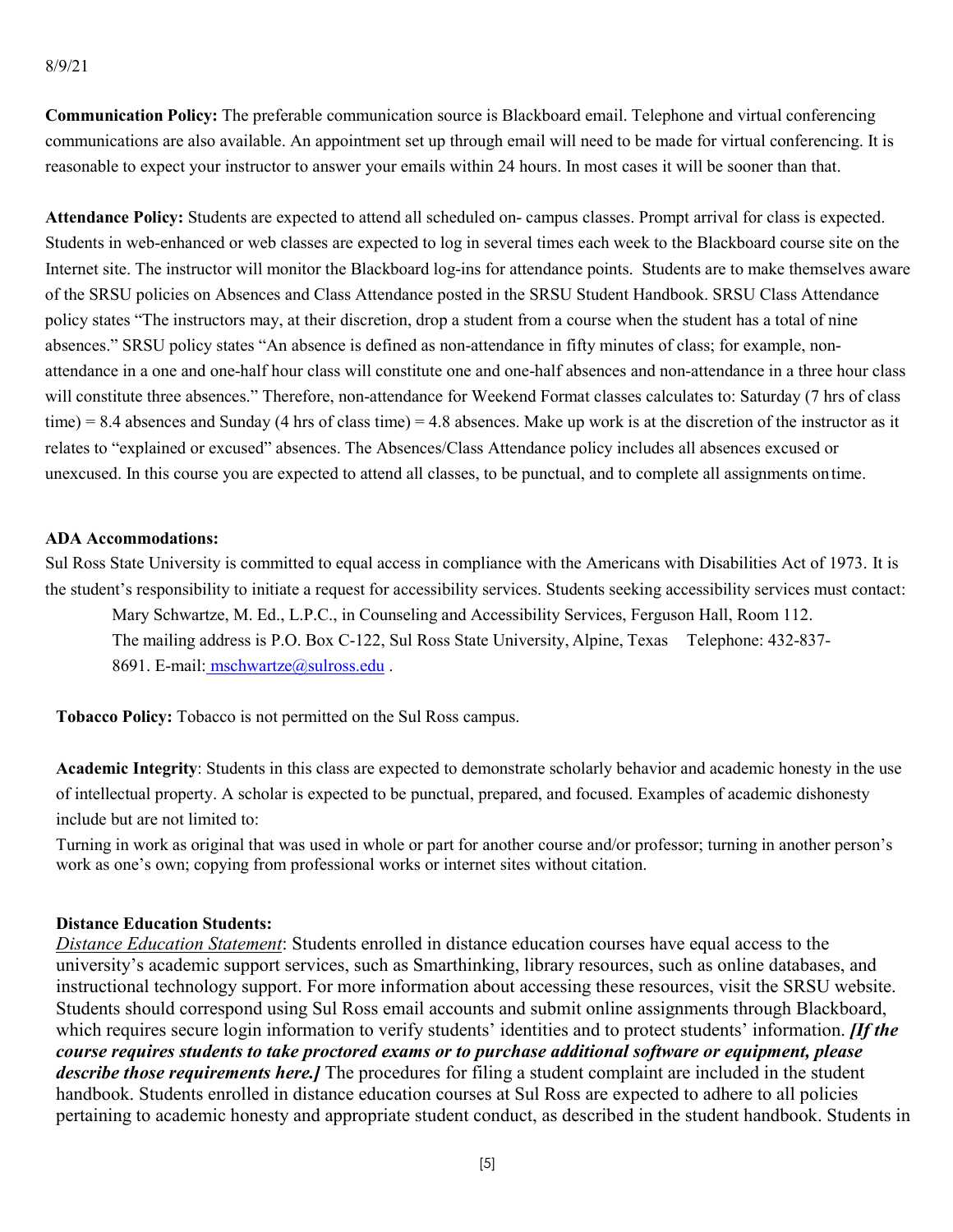8/9/21

**Communication Policy:** The preferable communication source is Blackboard email. Telephone and virtual conferencing communications are also available. An appointment set up through email will need to be made for virtual conferencing. It is reasonable to expect your instructor to answer your emails within 24 hours. In most cases it will be sooner than that.

**Attendance Policy:** Students are expected to attend all scheduled on- campus classes. Prompt arrival for class is expected. Students in web-enhanced or web classes are expected to log in several times each week to the Blackboard course site on the Internet site. The instructor will monitor the Blackboard log-ins for attendance points. Students are to make themselves aware of the SRSU policies on Absences and Class Attendance posted in the SRSU Student Handbook. SRSU Class Attendance policy states "The instructors may, at their discretion, drop a student from a course when the student has a total of nine absences." SRSU policy states "An absence is defined as non-attendance in fifty minutes of class; for example, non-attendance in a one and one-half hour class will constitute one and one-half absences and non-attendance in a three hour class will constitute three absences." Therefore, non-attendance for Weekend Format classes calculates to: Saturday (7 hrs of class time) = 8.4 absences and Sunday (4 hrs of class time) = 4.8 absences. Make up work is at the discretion of the instructor as it relates to "explained or excused" absences. The Absences/Class Attendance policy includes all absences excused or unexcused. In this course you are expected to attend all classes, to be punctual, and to complete all assignments on time.

**ADA Accommodations:**

Sul Ross State University is committed to equal access in compliance with the Americans with Disabilities Act of 1973. It is the student's responsibility to initiate a request for accessibility services. Students seeking accessibility services must contact:

> Mary Schwartze, M. Ed., L.P.C., in Counseling and Accessibility Services, Ferguson Hall, Room 112. The mailing address is P.O. Box C-122, Sul Ross State University, Alpine, Texas Telephone: 432-837-8691. E-mail: mschwartze@sulross.edu .

**Tobacco Policy:** Tobacco is not permitted on the Sul Ross campus.

**Academic Integrity**: Students in this class are expected to demonstrate scholarly behavior and academic honesty in the use of intellectual property. A scholar is expected to be punctual, prepared, and focused. Examples of academic dishonesty include but are not limited to:

Turning in work as original that was used in whole or part for another course and/or professor; turning in another person's work as one's own; copying from professional works or internet sites without citation.

**Distance Education Students:**

*Distance Education Statement*: Students enrolled in distance education courses have equal access to the university's academic support services, such as Smarthinking, library resources, such as online databases, and instructional technology support. For more information about accessing these resources, visit the SRSU website. Students should correspond using Sul Ross email accounts and submit online assignments through Blackboard, which requires secure login information to verify students' identities and to protect students' information. ***[If the course requires students to take proctored exams or to purchase additional software or equipment, please describe those requirements here.]*** The procedures for filing a student complaint are included in the student handbook. Students enrolled in distance education courses at Sul Ross are expected to adhere to all policies pertaining to academic honesty and appropriate student conduct, as described in the student handbook. Students in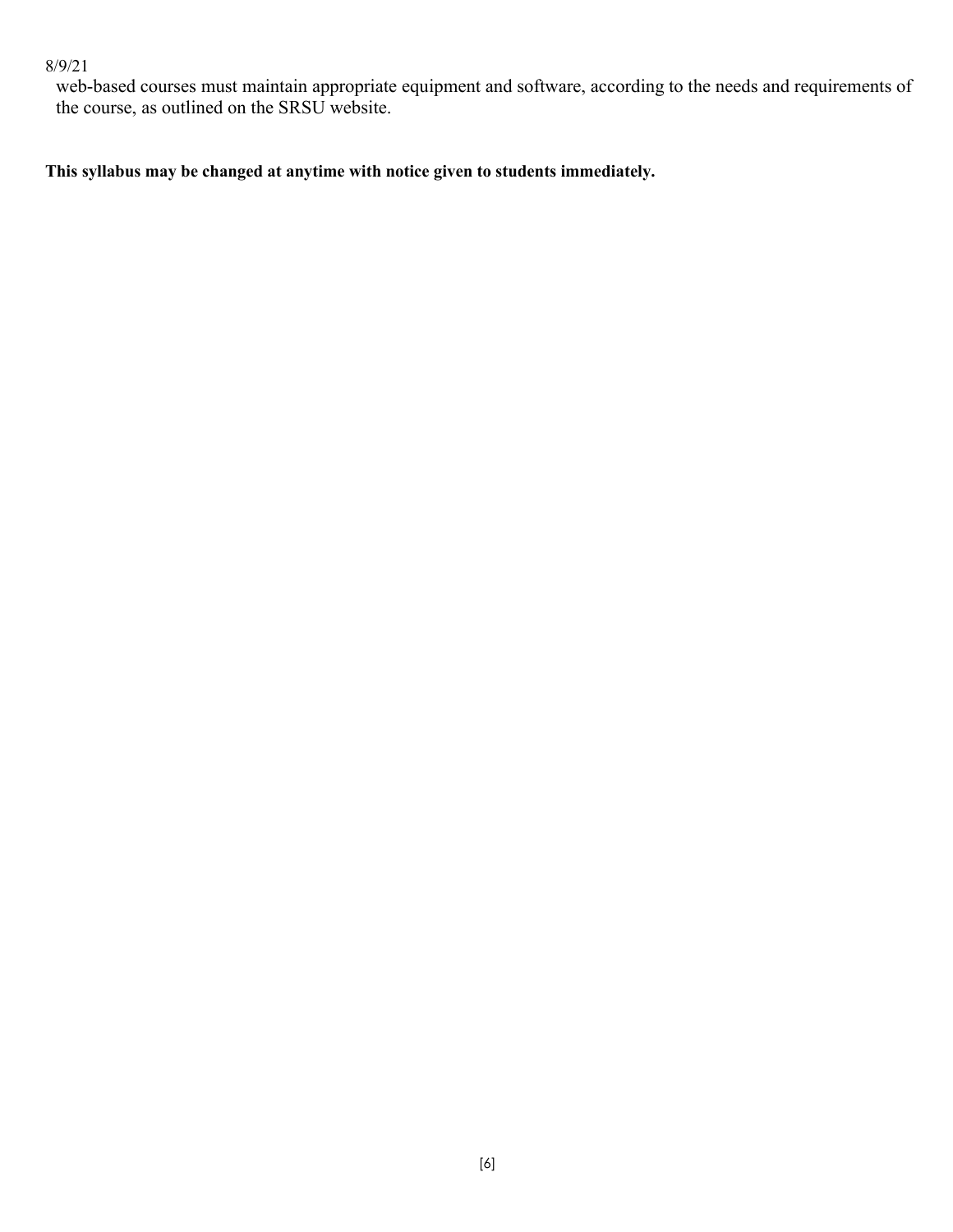web-based courses must maintain appropriate equipment and software, according to the needs and requirements of the course, as outlined on the SRSU website.

**This syllabus may be changed at anytime with notice given to students immediately.**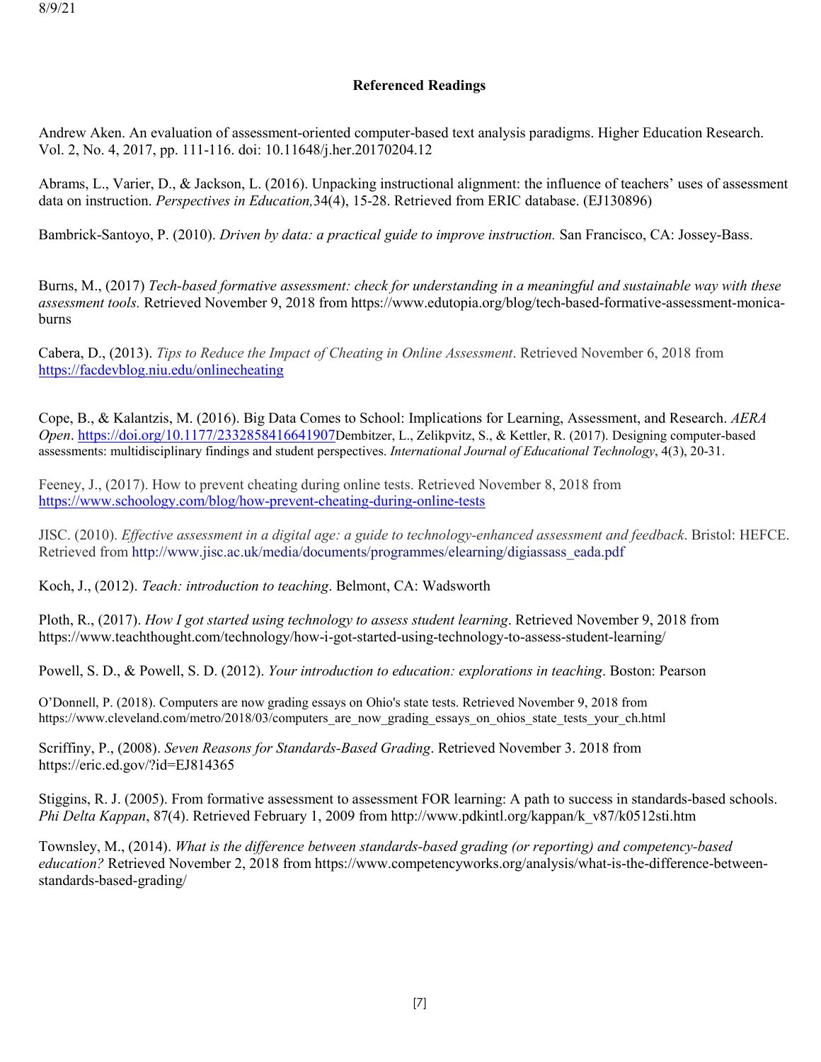**Referenced Readings**

Andrew Aken. An evaluation of assessment-oriented computer-based text analysis paradigms. Higher Education Research. Vol. 2, No. 4, 2017, pp. 111-116. doi: 10.11648/j.her.20170204.12

Abrams, L., Varier, D., & Jackson, L. (2016). Unpacking instructional alignment: the influence of teachers' uses of assessment data on instruction. *Perspectives in Education,*34(4), 15-28. Retrieved from ERIC database. (EJ130896)

Bambrick-Santoyo, P. (2010). *Driven by data: a practical guide to improve instruction.* San Francisco, CA: Jossey-Bass.

Burns, M., (2017) *Tech-based formative assessment: check for understanding in a meaningful and sustainable way with these assessment tools.* Retrieved November 9, 2018 from https://www.edutopia.org/blog/tech-based-formative-assessment-monica-burns

Cabera, D., (2013). *Tips to Reduce the Impact of Cheating in Online Assessment*. Retrieved November 6, 2018 from https://facdevblog.niu.edu/onlinecheating

Cope, B., & Kalantzis, M. (2016). Big Data Comes to School: Implications for Learning, Assessment, and Research. *AERA Open*. https://doi.org/10.1177/2332858416641907Dembitzer, L., Zelikpvitz, S., & Kettler, R. (2017). Designing computer-based assessments: multidisciplinary findings and student perspectives. *International Journal of Educational Technology*, 4(3), 20-31.

Feeney, J., (2017). How to prevent cheating during online tests. Retrieved November 8, 2018 from https://www.schoology.com/blog/how-prevent-cheating-during-online-tests

JISC. (2010). *Effective assessment in a digital age: a guide to technology-enhanced assessment and feedback*. Bristol: HEFCE. Retrieved from http://www.jisc.ac.uk/media/documents/programmes/elearning/digiassass_eada.pdf

Koch, J., (2012). *Teach: introduction to teaching*. Belmont, CA: Wadsworth

Ploth, R., (2017). *How I got started using technology to assess student learning*. Retrieved November 9, 2018 from https://www.teachthought.com/technology/how-i-got-started-using-technology-to-assess-student-learning/

Powell, S. D., & Powell, S. D. (2012). *Your introduction to education: explorations in teaching*. Boston: Pearson

O'Donnell, P. (2018). Computers are now grading essays on Ohio's state tests. Retrieved November 9, 2018 from https://www.cleveland.com/metro/2018/03/computers_are_now_grading_essays_on_ohios_state_tests_your_ch.html

Scriffiny, P., (2008). *Seven Reasons for Standards-Based Grading*. Retrieved November 3. 2018 from https://eric.ed.gov/?id=EJ814365

Stiggins, R. J. (2005). From formative assessment to assessment FOR learning: A path to success in standards-based schools. *Phi Delta Kappan*, 87(4). Retrieved February 1, 2009 from http://www.pdkintl.org/kappan/k_v87/k0512sti.htm

Townsley, M., (2014). *What is the difference between standards-based grading (or reporting) and competency-based education?* Retrieved November 2, 2018 from https://www.competencyworks.org/analysis/what-is-the-difference-between-standards-based-grading/